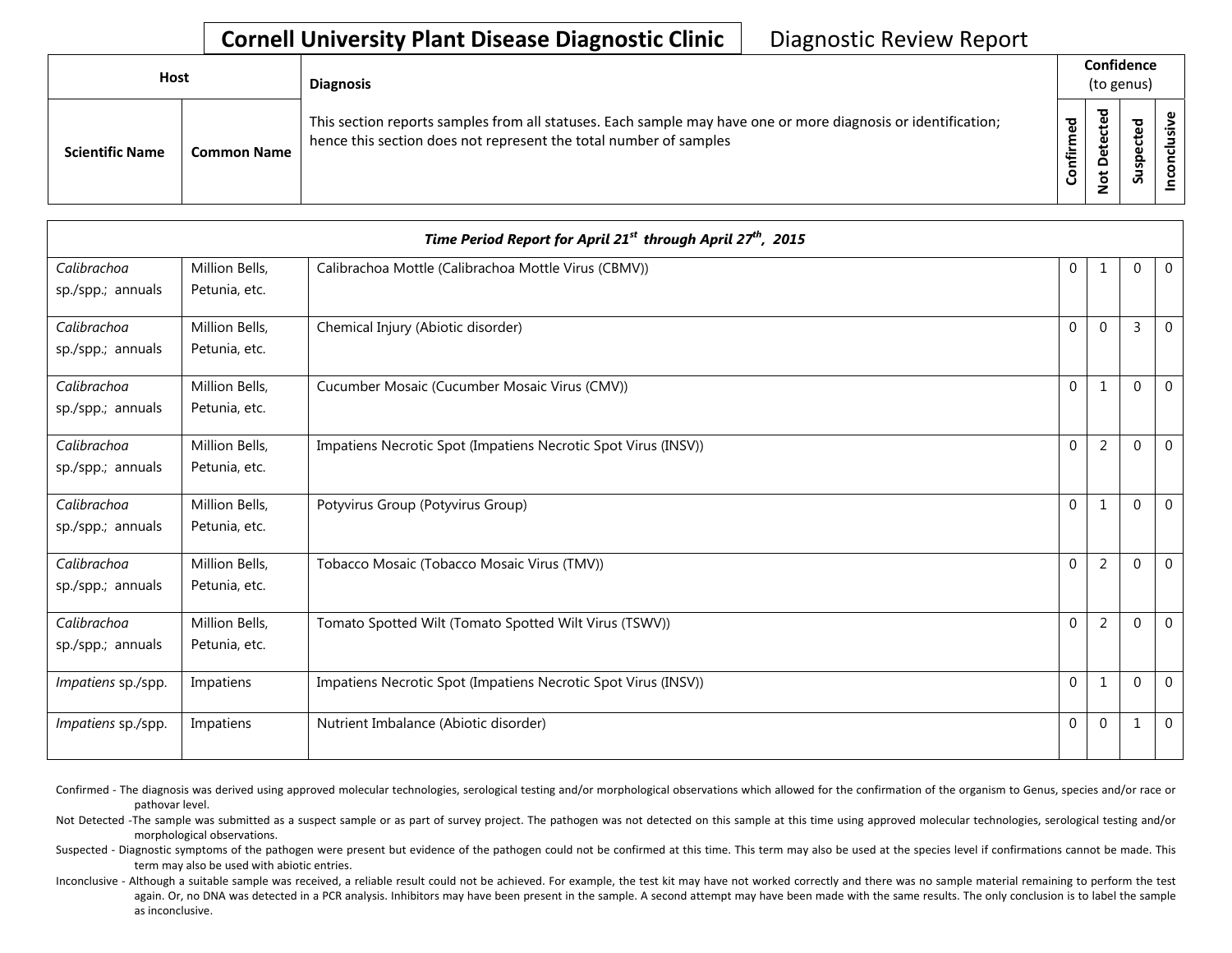# Cornell University Plant Disease Diagnostic Clinic

Diagnostic Review Report

| Host | | Diagnosis | Confidence (to genus) | | | |
|---|---|---|---|---|---|---|
| Scientific Name | Common Name | This section reports samples from all statuses. Each sample may have one or more diagnosis or identification; hence this section does not represent the total number of samples | Confirmed | Not Detected | Suspected | Inconclusive |
| ***Time Period Report for April 21st through April 27th, 2015*** | | | | | | |
| *Calibrachoa* sp./spp.; annuals | Million Bells, Petunia, etc. | Calibrachoa Mottle (Calibrachoa Mottle Virus (CBMV)) | 0 | 1 | 0 | 0 |
| *Calibrachoa* sp./spp.; annuals | Million Bells, Petunia, etc. | Chemical Injury (Abiotic disorder) | 0 | 0 | 3 | 0 |
| *Calibrachoa* sp./spp.; annuals | Million Bells, Petunia, etc. | Cucumber Mosaic (Cucumber Mosaic Virus (CMV)) | 0 | 1 | 0 | 0 |
| *Calibrachoa* sp./spp.; annuals | Million Bells, Petunia, etc. | Impatiens Necrotic Spot (Impatiens Necrotic Spot Virus (INSV)) | 0 | 2 | 0 | 0 |
| *Calibrachoa* sp./spp.; annuals | Million Bells, Petunia, etc. | Potyvirus Group (Potyvirus Group) | 0 | 1 | 0 | 0 |
| *Calibrachoa* sp./spp.; annuals | Million Bells, Petunia, etc. | Tobacco Mosaic (Tobacco Mosaic Virus (TMV)) | 0 | 2 | 0 | 0 |
| *Calibrachoa* sp./spp.; annuals | Million Bells, Petunia, etc. | Tomato Spotted Wilt (Tomato Spotted Wilt Virus (TSWV)) | 0 | 2 | 0 | 0 |
| *Impatiens* sp./spp. | Impatiens | Impatiens Necrotic Spot (Impatiens Necrotic Spot Virus (INSV)) | 0 | 1 | 0 | 0 |
| *Impatiens* sp./spp. | Impatiens | Nutrient Imbalance (Abiotic disorder) | 0 | 0 | 1 | 0 |

Confirmed - The diagnosis was derived using approved molecular technologies, serological testing and/or morphological observations which allowed for the confirmation of the organism to Genus, species and/or race or pathovar level.

Not Detected -The sample was submitted as a suspect sample or as part of survey project. The pathogen was not detected on this sample at this time using approved molecular technologies, serological testing and/or morphological observations.

Suspected - Diagnostic symptoms of the pathogen were present but evidence of the pathogen could not be confirmed at this time. This term may also be used at the species level if confirmations cannot be made. This term may also be used with abiotic entries.

Inconclusive - Although a suitable sample was received, a reliable result could not be achieved. For example, the test kit may have not worked correctly and there was no sample material remaining to perform the test again. Or, no DNA was detected in a PCR analysis. Inhibitors may have been present in the sample. A second attempt may have been made with the same results. The only conclusion is to label the sample as inconclusive.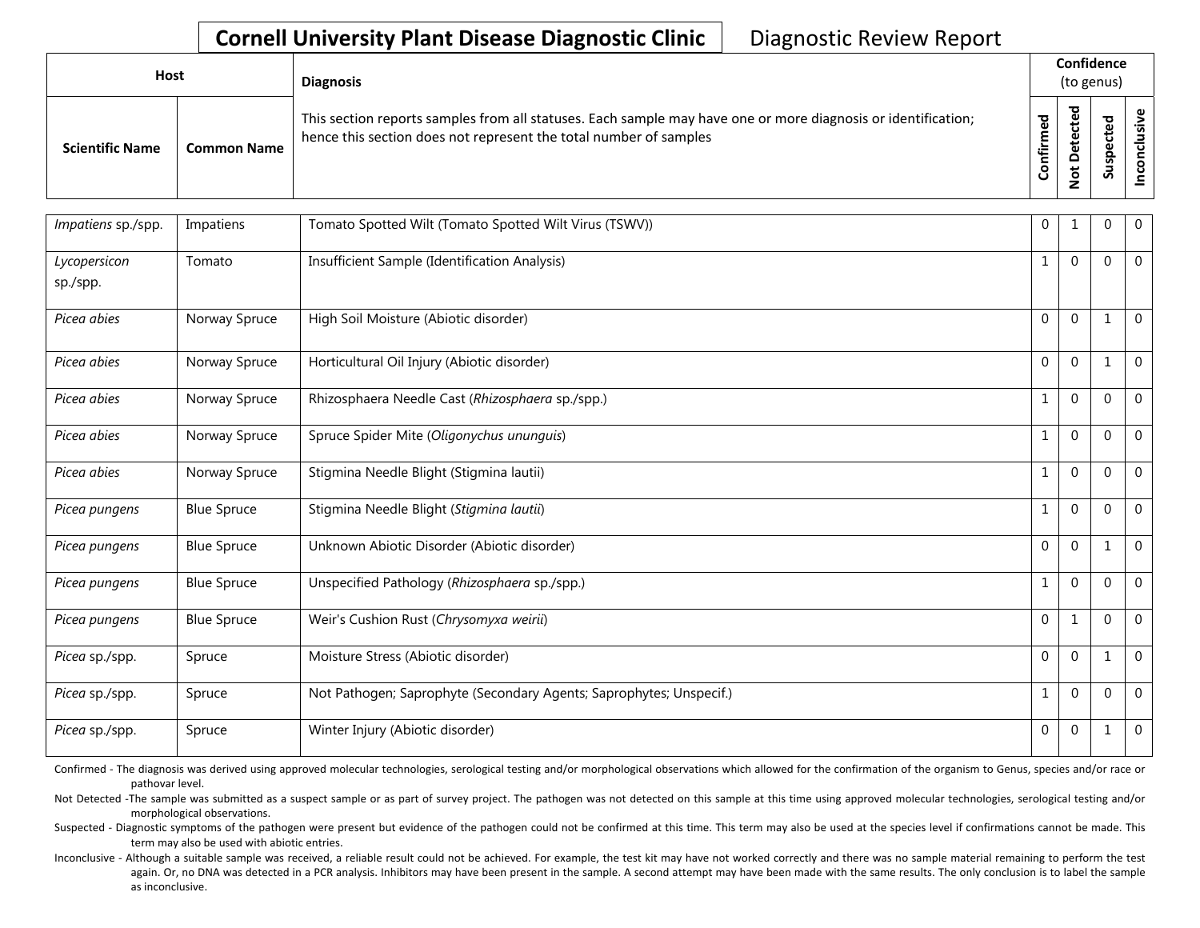**Cornell University Plant Disease Diagnostic Clinic** Diagnostic Review Report

| Host | | Diagnosis | Confidence (to genus) | | | |
|---|---|---|---|---|---|---|
| Scientific Name | Common Name | This section reports samples from all statuses. Each sample may have one or more diagnosis or identification; hence this section does not represent the total number of samples | Confirmed | Not Detected | Suspected | Inconclusive |
| *Impatiens* sp./spp. | Impatiens | Tomato Spotted Wilt (Tomato Spotted Wilt Virus (TSWV)) | 0 | 1 | 0 | 0 |
| *Lycopersicon* sp./spp. | Tomato | Insufficient Sample (Identification Analysis) | 1 | 0 | 0 | 0 |
| *Picea abies* | Norway Spruce | High Soil Moisture (Abiotic disorder) | 0 | 0 | 1 | 0 |
| *Picea abies* | Norway Spruce | Horticultural Oil Injury (Abiotic disorder) | 0 | 0 | 1 | 0 |
| *Picea abies* | Norway Spruce | Rhizosphaera Needle Cast (*Rhizosphaera* sp./spp.) | 1 | 0 | 0 | 0 |
| *Picea abies* | Norway Spruce | Spruce Spider Mite (*Oligonychus ununguis*) | 1 | 0 | 0 | 0 |
| *Picea abies* | Norway Spruce | Stigmina Needle Blight (Stigmina lautii) | 1 | 0 | 0 | 0 |
| *Picea pungens* | Blue Spruce | Stigmina Needle Blight (*Stigmina lautii*) | 1 | 0 | 0 | 0 |
| *Picea pungens* | Blue Spruce | Unknown Abiotic Disorder (Abiotic disorder) | 0 | 0 | 1 | 0 |
| *Picea pungens* | Blue Spruce | Unspecified Pathology (*Rhizosphaera* sp./spp.) | 1 | 0 | 0 | 0 |
| *Picea pungens* | Blue Spruce | Weir's Cushion Rust (*Chrysomyxa weirii*) | 0 | 1 | 0 | 0 |
| *Picea* sp./spp. | Spruce | Moisture Stress (Abiotic disorder) | 0 | 0 | 1 | 0 |
| *Picea* sp./spp. | Spruce | Not Pathogen; Saprophyte (Secondary Agents; Saprophytes; Unspecif.) | 1 | 0 | 0 | 0 |
| *Picea* sp./spp. | Spruce | Winter Injury (Abiotic disorder) | 0 | 0 | 1 | 0 |

Confirmed - The diagnosis was derived using approved molecular technologies, serological testing and/or morphological observations which allowed for the confirmation of the organism to Genus, species and/or race or pathovar level.

Not Detected -The sample was submitted as a suspect sample or as part of survey project. The pathogen was not detected on this sample at this time using approved molecular technologies, serological testing and/or morphological observations.

Suspected - Diagnostic symptoms of the pathogen were present but evidence of the pathogen could not be confirmed at this time. This term may also be used at the species level if confirmations cannot be made. This term may also be used with abiotic entries.

Inconclusive - Although a suitable sample was received, a reliable result could not be achieved. For example, the test kit may have not worked correctly and there was no sample material remaining to perform the test again. Or, no DNA was detected in a PCR analysis. Inhibitors may have been present in the sample. A second attempt may have been made with the same results. The only conclusion is to label the sample as inconclusive.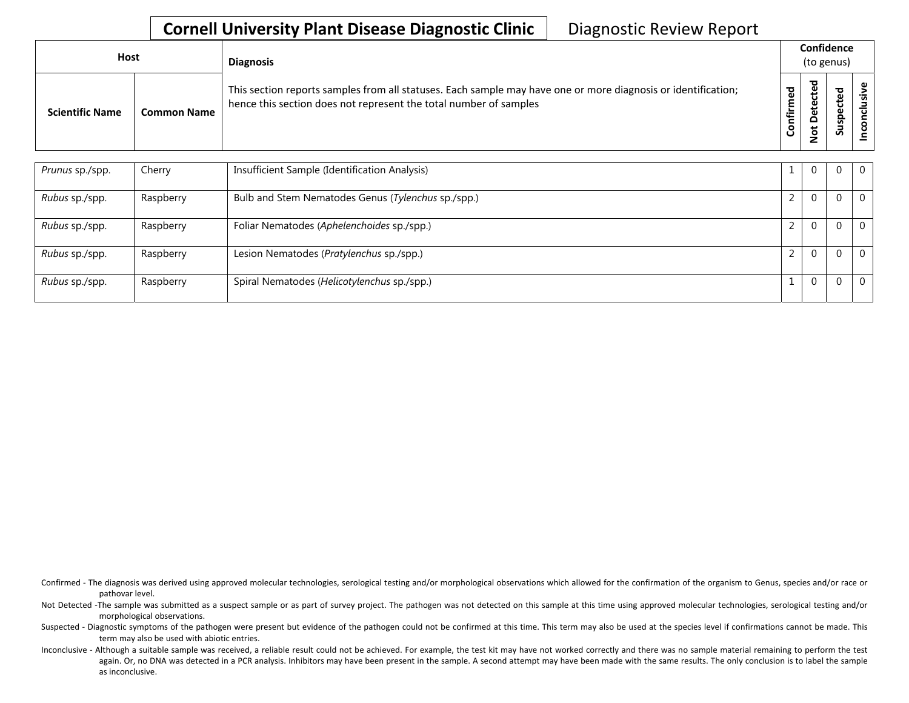**Cornell University Plant Disease Diagnostic Clinic** Diagnostic Review Report

| Host | | Diagnosis | Confidence (to genus) | | | |
|---|---|---|---|---|---|---|
| Scientific Name | Common Name | This section reports samples from all statuses. Each sample may have one or more diagnosis or identification; hence this section does not represent the total number of samples | Confirmed | Not Detected | Suspected | Inconclusive |
| *Prunus* sp./spp. | Cherry | Insufficient Sample (Identification Analysis) | 1 | 0 | 0 | 0 |
| *Rubus* sp./spp. | Raspberry | Bulb and Stem Nematodes Genus (*Tylenchus* sp./spp.) | 2 | 0 | 0 | 0 |
| *Rubus* sp./spp. | Raspberry | Foliar Nematodes (*Aphelenchoides* sp./spp.) | 2 | 0 | 0 | 0 |
| *Rubus* sp./spp. | Raspberry | Lesion Nematodes (*Pratylenchus* sp./spp.) | 2 | 0 | 0 | 0 |
| *Rubus* sp./spp. | Raspberry | Spiral Nematodes (*Helicotylenchus* sp./spp.) | 1 | 0 | 0 | 0 |

Confirmed - The diagnosis was derived using approved molecular technologies, serological testing and/or morphological observations which allowed for the confirmation of the organism to Genus, species and/or race or pathovar level.

Not Detected -The sample was submitted as a suspect sample or as part of survey project. The pathogen was not detected on this sample at this time using approved molecular technologies, serological testing and/or morphological observations.

Suspected - Diagnostic symptoms of the pathogen were present but evidence of the pathogen could not be confirmed at this time. This term may also be used at the species level if confirmations cannot be made. This term may also be used with abiotic entries.

Inconclusive - Although a suitable sample was received, a reliable result could not be achieved. For example, the test kit may have not worked correctly and there was no sample material remaining to perform the test again. Or, no DNA was detected in a PCR analysis. Inhibitors may have been present in the sample. A second attempt may have been made with the same results. The only conclusion is to label the sample as inconclusive.